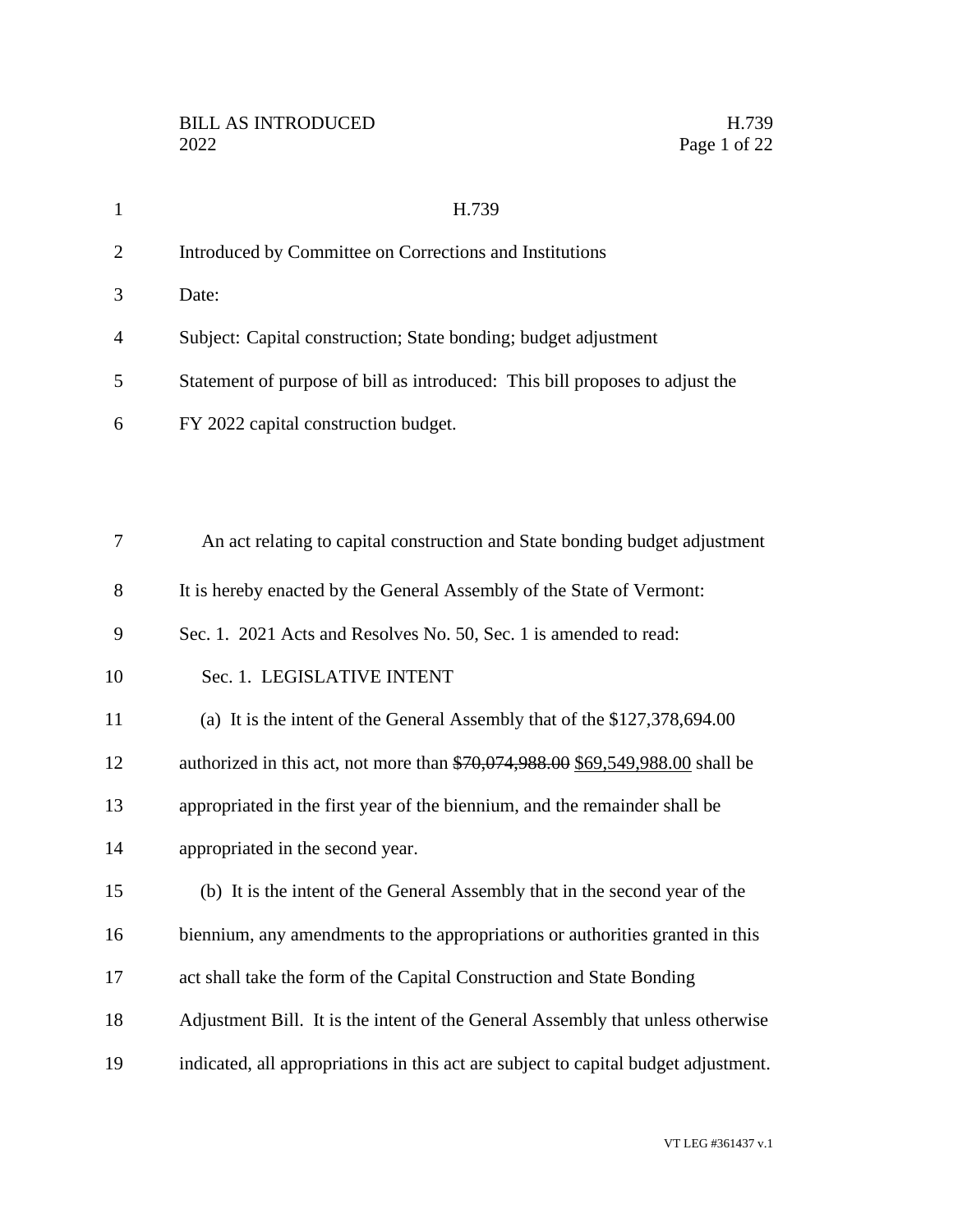H.739

Introduced by Committee on Corrections and Institutions

Date:

Subject: Capital construction; State bonding; budget adjustment

Statement of purpose of bill as introduced: This bill proposes to adjust the FY 2022 capital construction budget.

An act relating to capital construction and State bonding budget adjustment

It is hereby enacted by the General Assembly of the State of Vermont:

Sec. 1. 2021 Acts and Resolves No. 50, Sec. 1 is amended to read:

Sec. 1. LEGISLATIVE INTENT

(a) It is the intent of the General Assembly that of the $127,378,694.00 authorized in this act, not more than ~~$70,074,988.00~~ <u>$69,549,988.00</u> shall be appropriated in the first year of the biennium, and the remainder shall be appropriated in the second year.

(b) It is the intent of the General Assembly that in the second year of the biennium, any amendments to the appropriations or authorities granted in this act shall take the form of the Capital Construction and State Bonding Adjustment Bill. It is the intent of the General Assembly that unless otherwise indicated, all appropriations in this act are subject to capital budget adjustment.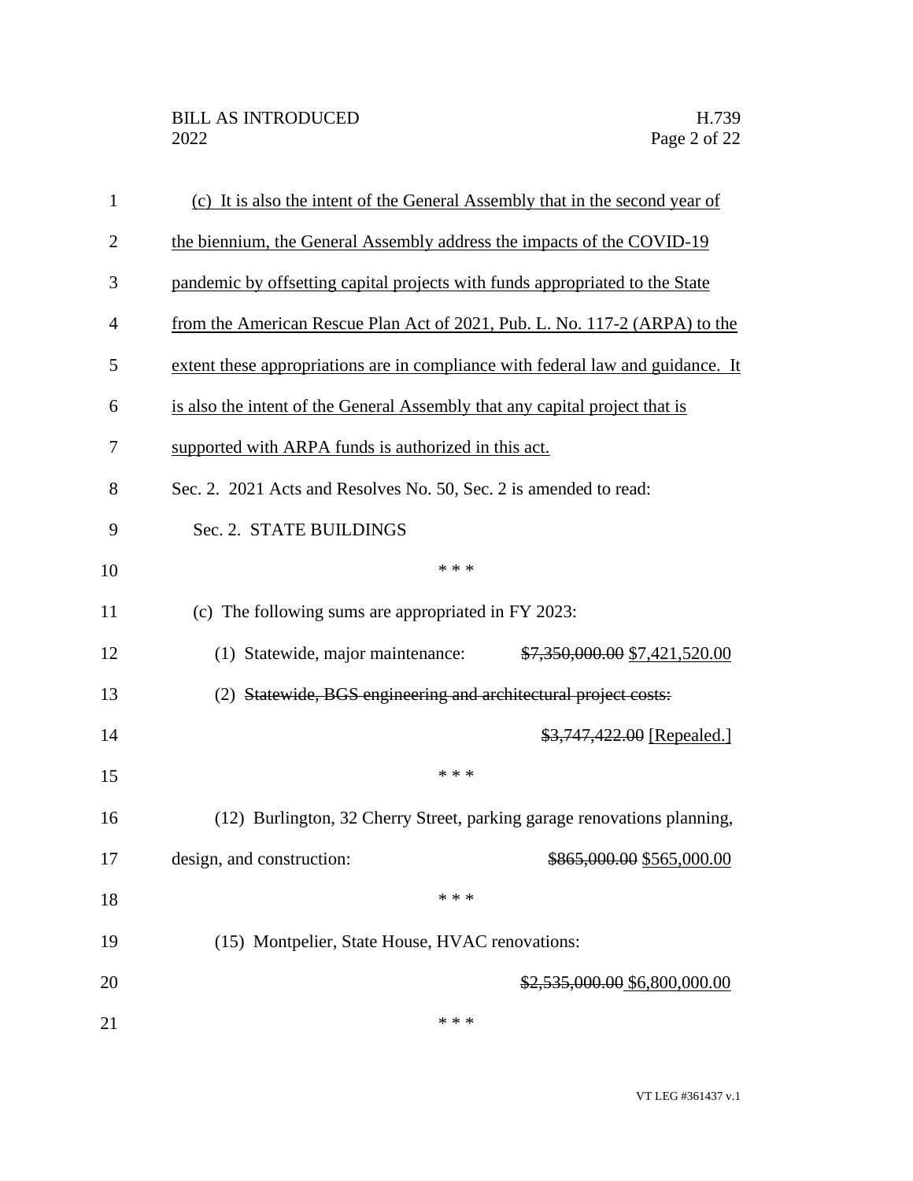(c) It is also the intent of the General Assembly that in the second year of the biennium, the General Assembly address the impacts of the COVID-19 pandemic by offsetting capital projects with funds appropriated to the State from the American Rescue Plan Act of 2021, Pub. L. No. 117-2 (ARPA) to the extent these appropriations are in compliance with federal law and guidance. It is also the intent of the General Assembly that any capital project that is supported with ARPA funds is authorized in this act.

Sec. 2. 2021 Acts and Resolves No. 50, Sec. 2 is amended to read:

Sec. 2. STATE BUILDINGS

\* \* \*

(c) The following sums are appropriated in FY 2023:

(1) Statewide, major maintenance: ~~$7,350,000.00~~ $7,421,520.00

(2) ~~Statewide, BGS engineering and architectural project costs:~~ ~~$3,747,422.00~~ [Repealed.]

\* \* \*

(12) Burlington, 32 Cherry Street, parking garage renovations planning, design, and construction: ~~$865,000.00~~ $565,000.00

\* \* \*

(15) Montpelier, State House, HVAC renovations: ~~$2,535,000.00~~ $6,800,000.00

\* \* \*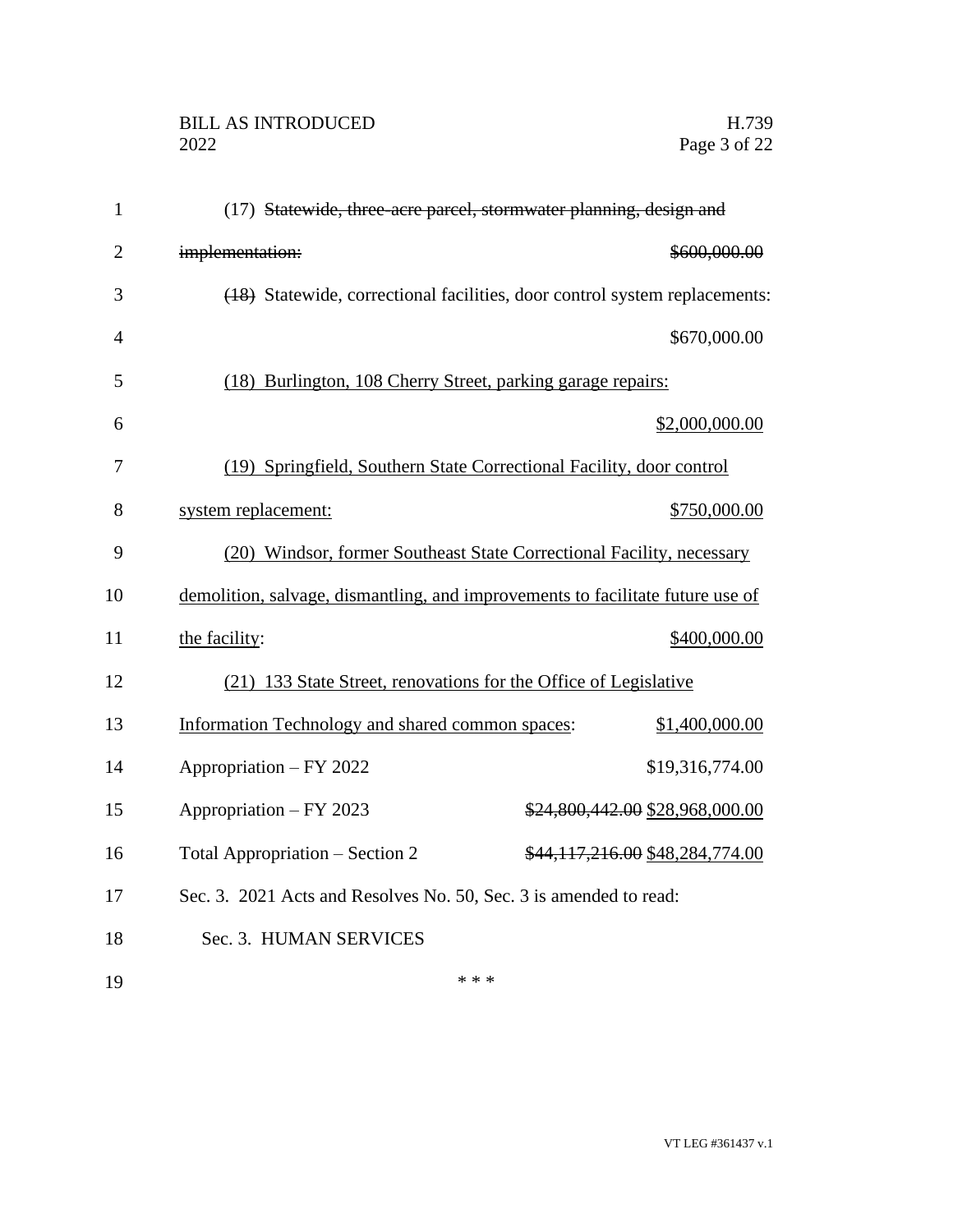(17) ~~Statewide, three-acre parcel, stormwater planning, design and implementation: $600,000.00~~

~~(18)~~ Statewide, correctional facilities, door control system replacements: $670,000.00

<u>(18) Burlington, 108 Cherry Street, parking garage repairs: $2,000,000.00</u>

<u>(19) Springfield, Southern State Correctional Facility, door control system replacement: $750,000.00</u>

<u>(20) Windsor, former Southeast State Correctional Facility, necessary demolition, salvage, dismantling, and improvements to facilitate future use of the facility: $400,000.00</u>

<u>(21) 133 State Street, renovations for the Office of Legislative Information Technology and shared common spaces: $1,400,000.00</u>

Appropriation – FY 2022 $19,316,774.00

Appropriation – FY 2023 ~~$24,800,442.00~~ <u>$28,968,000.00</u>

Total Appropriation – Section 2 ~~$44,117,216.00~~ <u>$48,284,774.00</u>

Sec. 3. 2021 Acts and Resolves No. 50, Sec. 3 is amended to read:

Sec. 3. HUMAN SERVICES

\* \* \*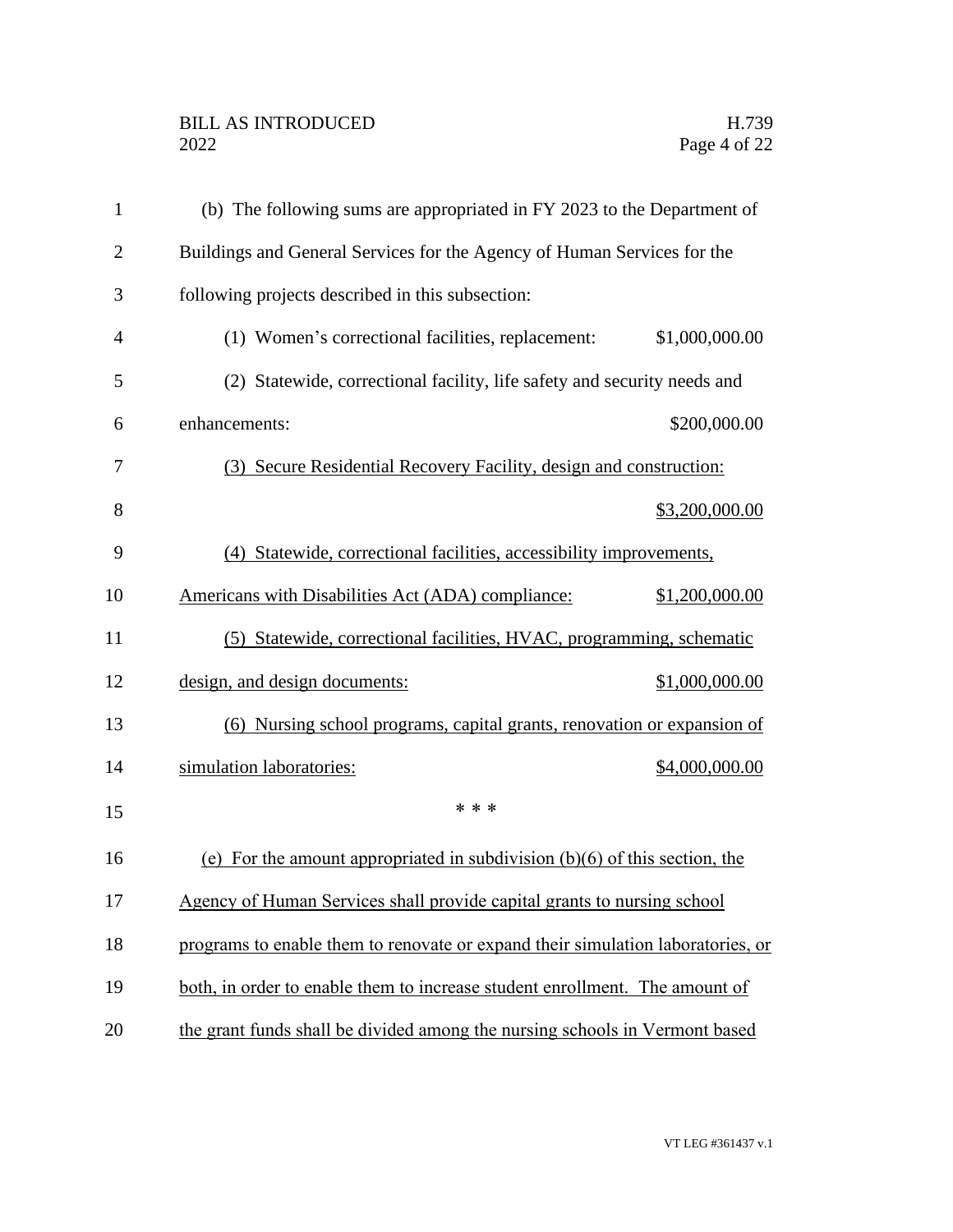(b) The following sums are appropriated in FY 2023 to the Department of Buildings and General Services for the Agency of Human Services for the following projects described in this subsection:

(1) Women's correctional facilities, replacement: $1,000,000.00

(2) Statewide, correctional facility, life safety and security needs and enhancements: $200,000.00

<u>(3) Secure Residential Recovery Facility, design and construction: $3,200,000.00</u>

<u>(4) Statewide, correctional facilities, accessibility improvements, Americans with Disabilities Act (ADA) compliance: $1,200,000.00</u>

<u>(5) Statewide, correctional facilities, HVAC, programming, schematic design, and design documents: $1,000,000.00</u>

<u>(6) Nursing school programs, capital grants, renovation or expansion of simulation laboratories: $4,000,000.00</u>

\* \* \*

<u>(e) For the amount appropriated in subdivision (b)(6) of this section, the Agency of Human Services shall provide capital grants to nursing school programs to enable them to renovate or expand their simulation laboratories, or both, in order to enable them to increase student enrollment. The amount of the grant funds shall be divided among the nursing schools in Vermont based</u>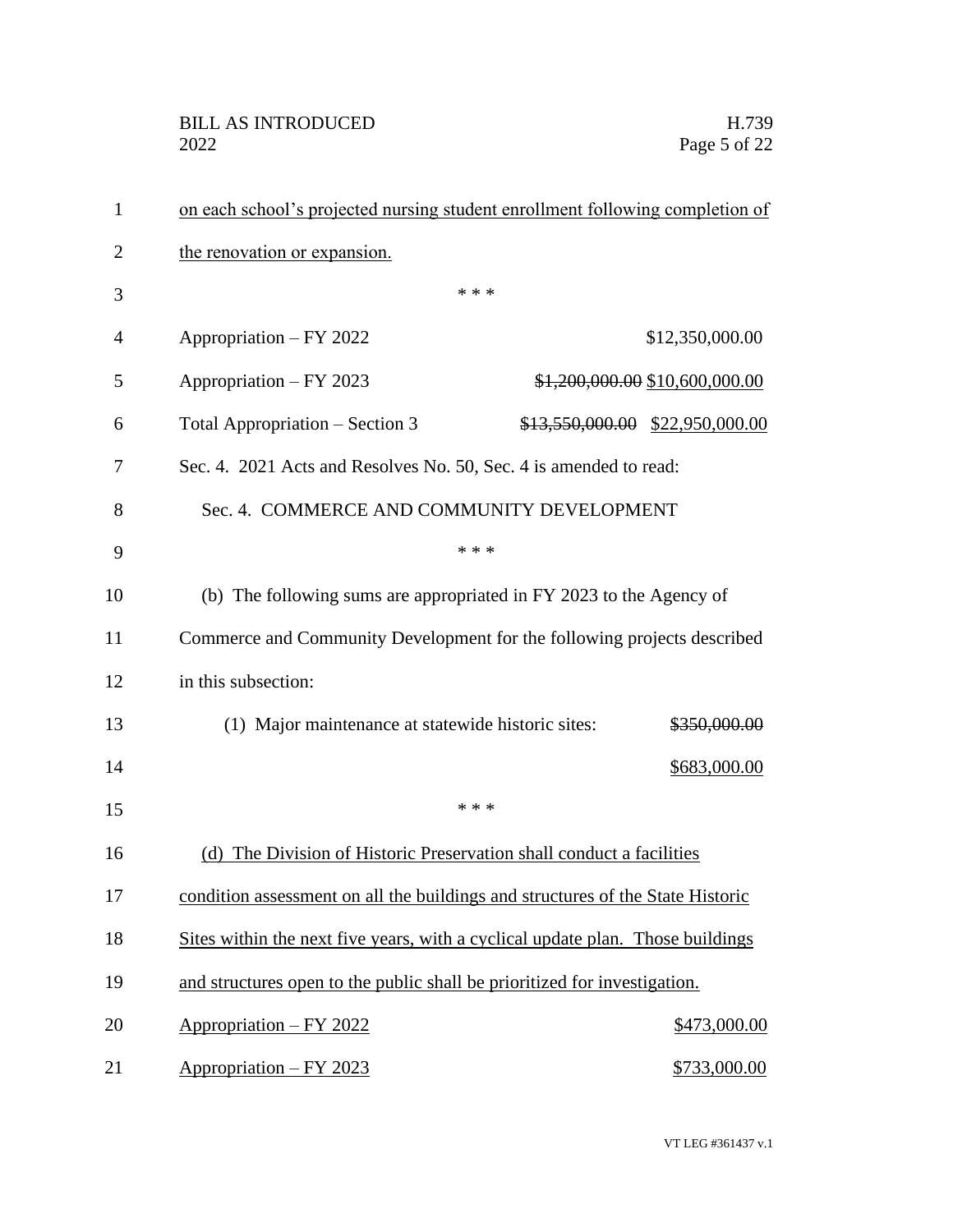on each school's projected nursing student enrollment following completion of the renovation or expansion.

\* \* \*

Appropriation – FY 2022 $12,350,000.00

Appropriation – FY 2023 ~~$1,200,000.00~~ $10,600,000.00

Total Appropriation – Section 3 ~~$13,550,000.00~~ $22,950,000.00

Sec. 4. 2021 Acts and Resolves No. 50, Sec. 4 is amended to read:

Sec. 4. COMMERCE AND COMMUNITY DEVELOPMENT

\* \* \*

(b) The following sums are appropriated in FY 2023 to the Agency of Commerce and Community Development for the following projects described in this subsection:

(1) Major maintenance at statewide historic sites: ~~$350,000.00~~ $683,000.00

\* \* \*

(d) The Division of Historic Preservation shall conduct a facilities condition assessment on all the buildings and structures of the State Historic Sites within the next five years, with a cyclical update plan. Those buildings and structures open to the public shall be prioritized for investigation.

Appropriation – FY 2022 $473,000.00

Appropriation – FY 2023 $733,000.00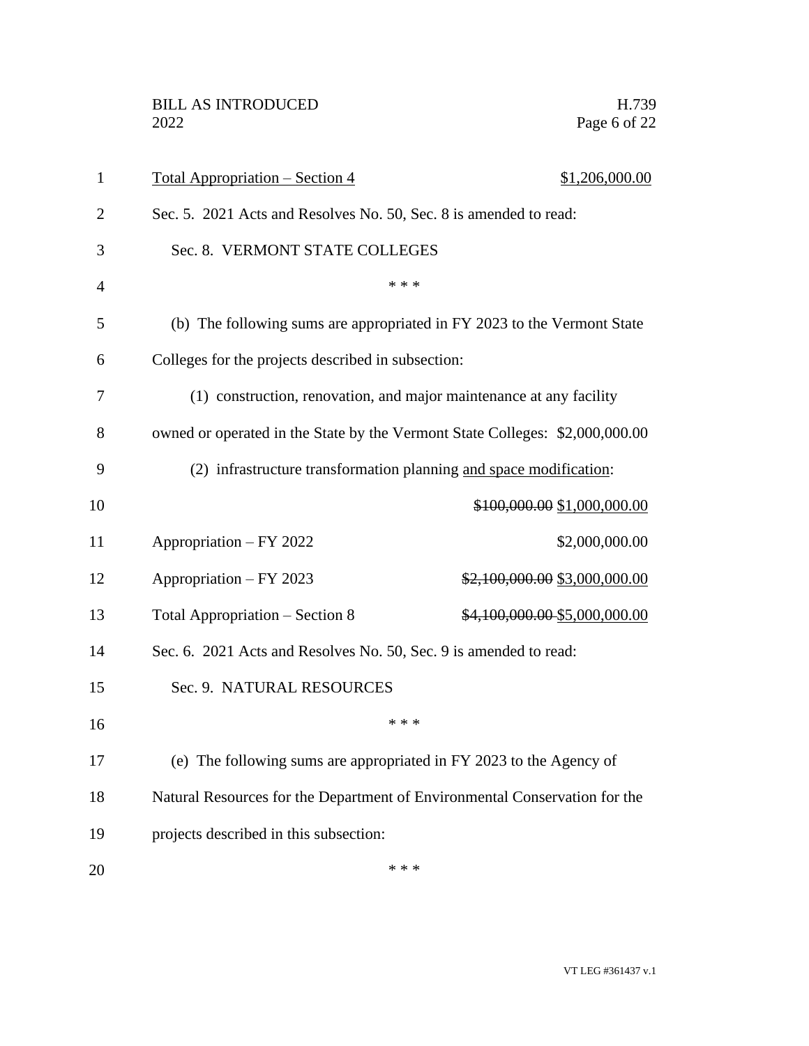<u>Total Appropriation – Section 4</u> <u>$1,206,000.00</u>

Sec. 5. 2021 Acts and Resolves No. 50, Sec. 8 is amended to read:

Sec. 8. VERMONT STATE COLLEGES

\* \* \*

(b) The following sums are appropriated in FY 2023 to the Vermont State Colleges for the projects described in subsection:

(1) construction, renovation, and major maintenance at any facility owned or operated in the State by the Vermont State Colleges: $2,000,000.00

(2) infrastructure transformation planning <u>and space modification</u>:

~~$100,000.00~~ <u>$1,000,000.00</u>

Appropriation – FY 2022 $2,000,000.00

Appropriation – FY 2023 ~~$2,100,000.00~~ <u>$3,000,000.00</u>

Total Appropriation – Section 8 ~~$4,100,000.00~~ <u>$5,000,000.00</u>

Sec. 6. 2021 Acts and Resolves No. 50, Sec. 9 is amended to read:

Sec. 9. NATURAL RESOURCES

\* \* \*

(e) The following sums are appropriated in FY 2023 to the Agency of Natural Resources for the Department of Environmental Conservation for the projects described in this subsection:

\* \* \*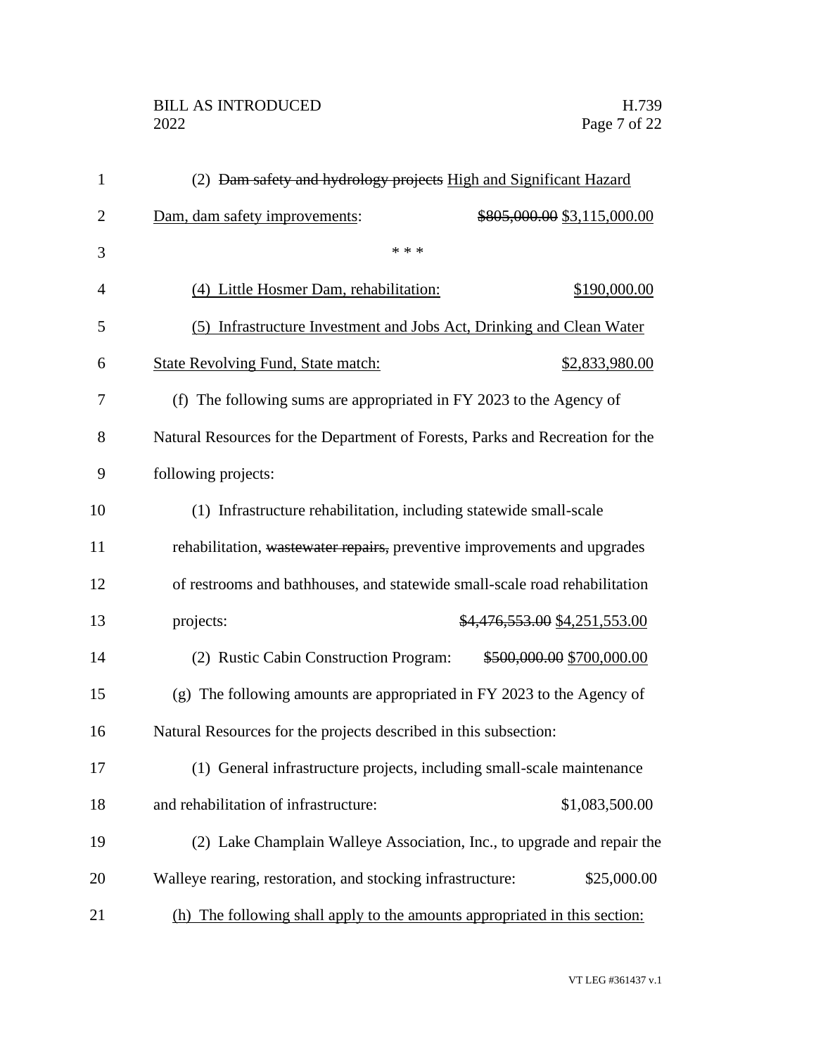(2) ~~Dam safety and hydrology projects~~ <u>High and Significant Hazard Dam, dam safety improvements</u>: ~~\$805,000.00~~ <u>\$3,115,000.00</u>

\* \* \*

<u>(4) Little Hosmer Dam, rehabilitation: \$190,000.00</u>

<u>(5) Infrastructure Investment and Jobs Act, Drinking and Clean Water State Revolving Fund, State match: \$2,833,980.00</u>

(f) The following sums are appropriated in FY 2023 to the Agency of Natural Resources for the Department of Forests, Parks and Recreation for the following projects:

(1) Infrastructure rehabilitation, including statewide small-scale rehabilitation, ~~wastewater repairs,~~ preventive improvements and upgrades of restrooms and bathhouses, and statewide small-scale road rehabilitation projects: ~~\$4,476,553.00~~ <u>\$4,251,553.00</u>

(2) Rustic Cabin Construction Program: ~~\$500,000.00~~ <u>\$700,000.00</u>

(g) The following amounts are appropriated in FY 2023 to the Agency of Natural Resources for the projects described in this subsection:

(1) General infrastructure projects, including small-scale maintenance and rehabilitation of infrastructure: \$1,083,500.00

(2) Lake Champlain Walleye Association, Inc., to upgrade and repair the Walleye rearing, restoration, and stocking infrastructure: \$25,000.00

<u>(h) The following shall apply to the amounts appropriated in this section:</u>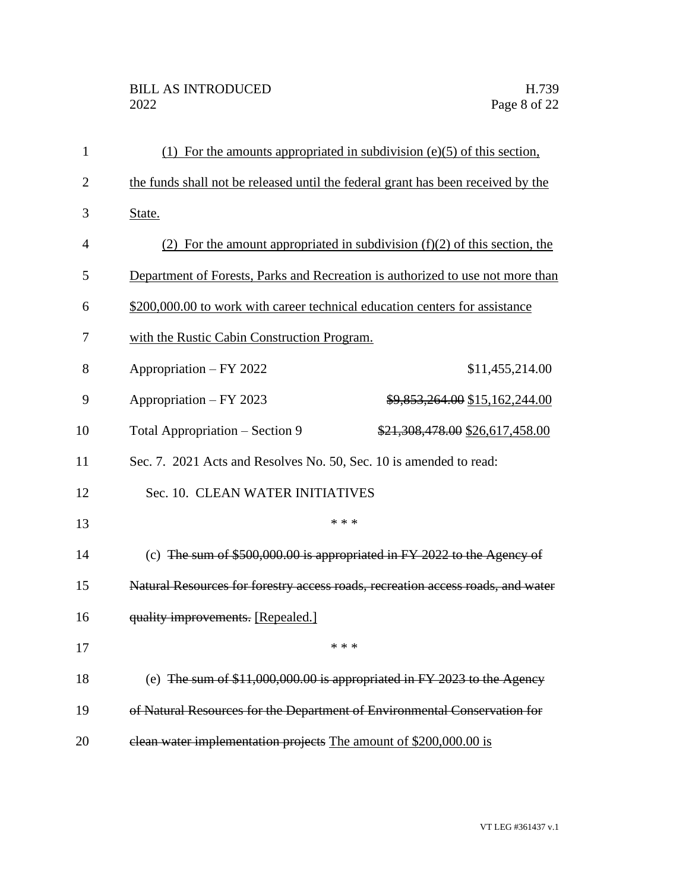(1) For the amounts appropriated in subdivision (e)(5) of this section, the funds shall not be released until the federal grant has been received by the State.

(2) For the amount appropriated in subdivision (f)(2) of this section, the Department of Forests, Parks and Recreation is authorized to use not more than $200,000.00 to work with career technical education centers for assistance with the Rustic Cabin Construction Program.

| | |
|---|---|
| Appropriation – FY 2022 | $11,455,214.00 |
| Appropriation – FY 2023 | ~~$9,853,264.00~~ $15,162,244.00 |
| Total Appropriation – Section 9 | ~~$21,308,478.00~~ $26,617,458.00 |

Sec. 7. 2021 Acts and Resolves No. 50, Sec. 10 is amended to read:

Sec. 10. CLEAN WATER INITIATIVES

\* \* \*

(c) ~~The sum of $500,000.00 is appropriated in FY 2022 to the Agency of Natural Resources for forestry access roads, recreation access roads, and water quality improvements.~~ [Repealed.]

\* \* \*

(e) ~~The sum of $11,000,000.00 is appropriated in FY 2023 to the Agency of Natural Resources for the Department of Environmental Conservation for clean water implementation projects~~ The amount of $200,000.00 is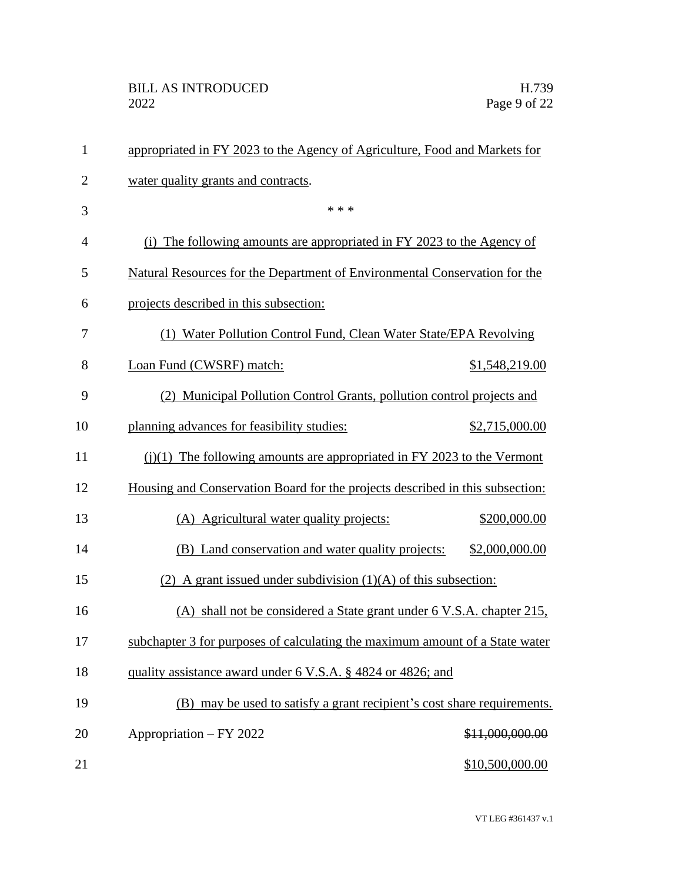appropriated in FY 2023 to the Agency of Agriculture, Food and Markets for water quality grants and contracts.

\* \* \*

(i) The following amounts are appropriated in FY 2023 to the Agency of Natural Resources for the Department of Environmental Conservation for the projects described in this subsection:

(1) Water Pollution Control Fund, Clean Water State/EPA Revolving Loan Fund (CWSRF) match: $1,548,219.00

(2) Municipal Pollution Control Grants, pollution control projects and planning advances for feasibility studies: $2,715,000.00

(j)(1) The following amounts are appropriated in FY 2023 to the Vermont Housing and Conservation Board for the projects described in this subsection:

(A) Agricultural water quality projects: $200,000.00

(B) Land conservation and water quality projects: $2,000,000.00

(2) A grant issued under subdivision (1)(A) of this subsection:

(A) shall not be considered a State grant under 6 V.S.A. chapter 215, subchapter 3 for purposes of calculating the maximum amount of a State water quality assistance award under 6 V.S.A. § 4824 or 4826; and

(B) may be used to satisfy a grant recipient's cost share requirements.

Appropriation – FY 2022 ~~$11,000,000.00~~

$10,500,000.00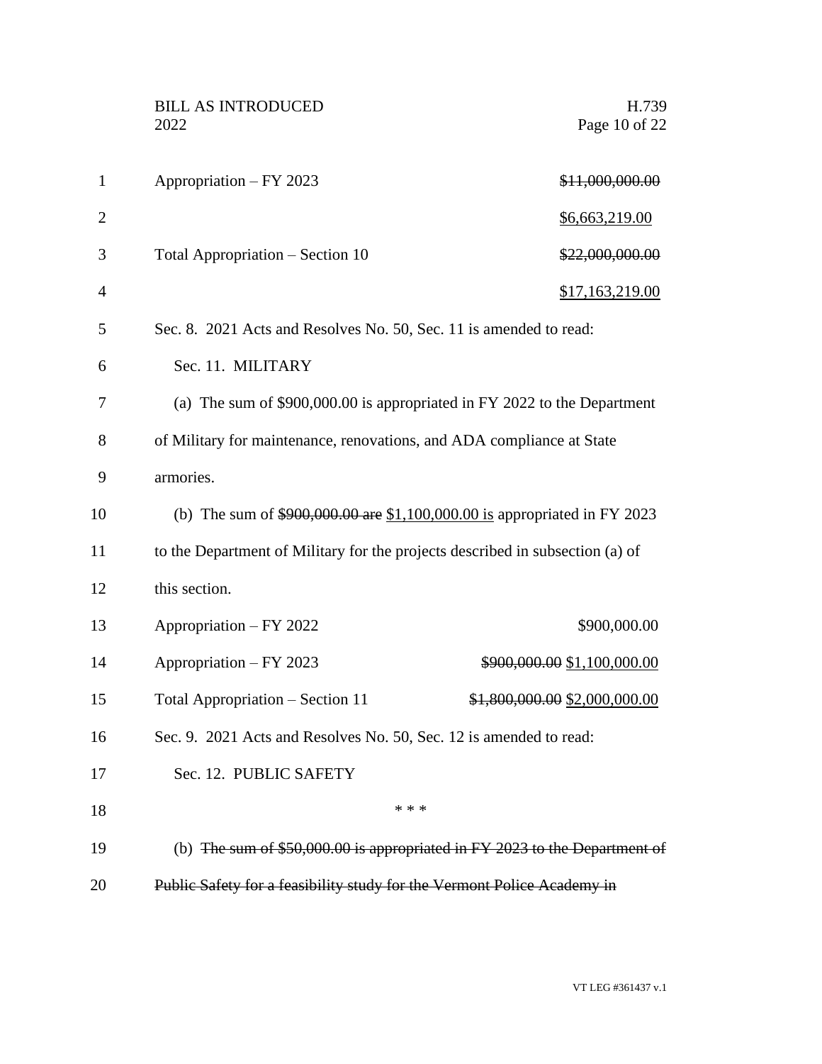Appropriation – FY 2023 ~~$11,000,000.00~~

<u>$6,663,219.00</u>

Total Appropriation – Section 10 ~~$22,000,000.00~~

<u>$17,163,219.00</u>

Sec. 8. 2021 Acts and Resolves No. 50, Sec. 11 is amended to read:

Sec. 11. MILITARY

(a) The sum of $900,000.00 is appropriated in FY 2022 to the Department of Military for maintenance, renovations, and ADA compliance at State armories.

(b) The sum of ~~$900,000.00 are~~ <u>$1,100,000.00 is</u> appropriated in FY 2023 to the Department of Military for the projects described in subsection (a) of this section.

Appropriation – FY 2022 $900,000.00

Appropriation – FY 2023 ~~$900,000.00~~ $1,100,000.00

Total Appropriation – Section 11 ~~$1,800,000.00~~ $2,000,000.00

Sec. 9. 2021 Acts and Resolves No. 50, Sec. 12 is amended to read:

Sec. 12. PUBLIC SAFETY

\* \* \*

(b) ~~The sum of $50,000.00 is appropriated in FY 2023 to the Department of Public Safety for a feasibility study for the Vermont Police Academy in~~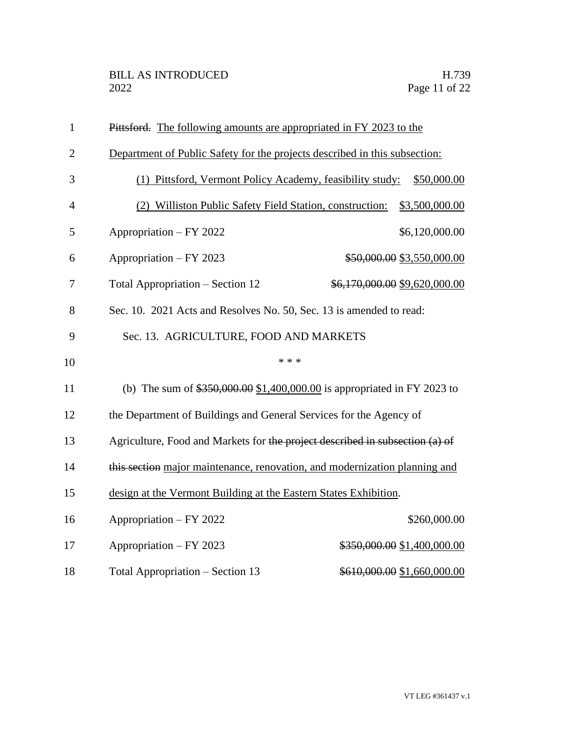~~Pittsford.~~ The following amounts are appropriated in FY 2023 to the Department of Public Safety for the projects described in this subsection:

(1) Pittsford, Vermont Policy Academy, feasibility study: $50,000.00

(2) Williston Public Safety Field Station, construction: $3,500,000.00

| | |
|---|---|
| Appropriation – FY 2022 | $6,120,000.00 |
| Appropriation – FY 2023 | ~~$50,000.00~~ $3,550,000.00 |
| Total Appropriation – Section 12 | ~~$6,170,000.00~~ $9,620,000.00 |

Sec. 10. 2021 Acts and Resolves No. 50, Sec. 13 is amended to read:

Sec. 13. AGRICULTURE, FOOD AND MARKETS

* * *

(b) The sum of ~~$350,000.00~~ $1,400,000.00 is appropriated in FY 2023 to the Department of Buildings and General Services for the Agency of Agriculture, Food and Markets for ~~the project described in subsection (a) of this section~~ major maintenance, renovation, and modernization planning and design at the Vermont Building at the Eastern States Exhibition.

| | |
|---|---|
| Appropriation – FY 2022 | $260,000.00 |
| Appropriation – FY 2023 | ~~$350,000.00~~ $1,400,000.00 |
| Total Appropriation – Section 13 | ~~$610,000.00~~ $1,660,000.00 |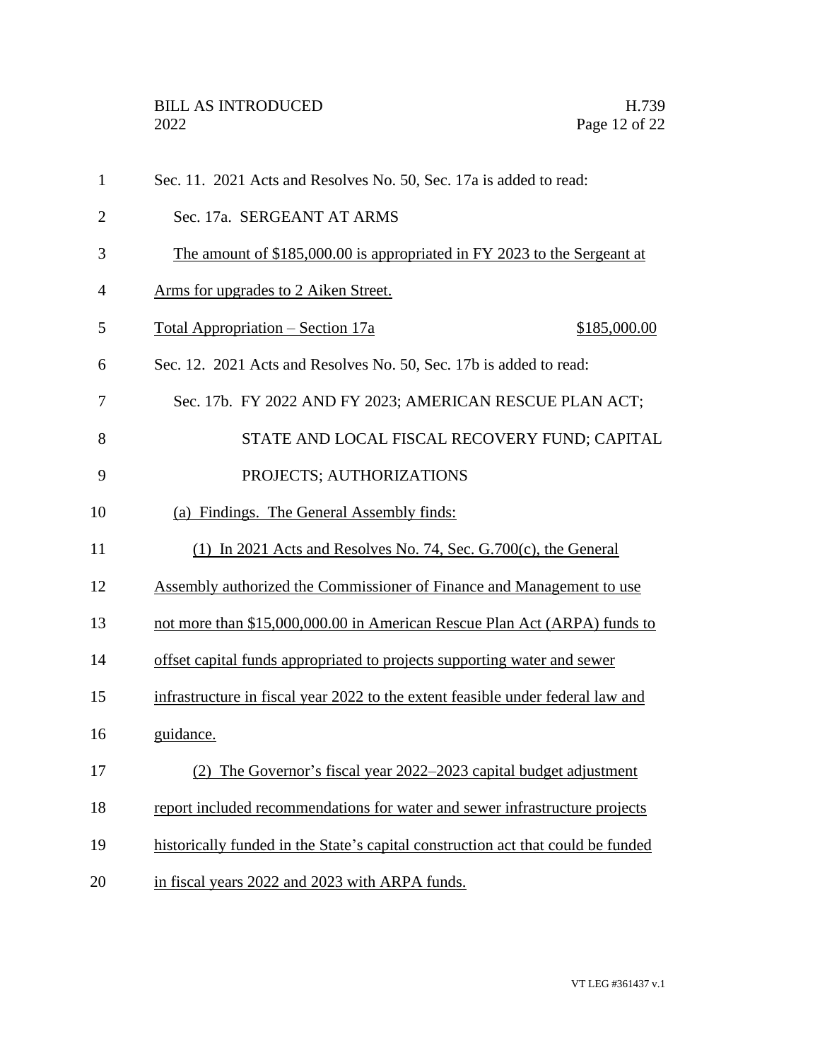Sec. 11. 2021 Acts and Resolves No. 50, Sec. 17a is added to read:

Sec. 17a. SERGEANT AT ARMS

The amount of $185,000.00 is appropriated in FY 2023 to the Sergeant at Arms for upgrades to 2 Aiken Street.

Total Appropriation – Section 17a $185,000.00

Sec. 12. 2021 Acts and Resolves No. 50, Sec. 17b is added to read:

Sec. 17b. FY 2022 AND FY 2023; AMERICAN RESCUE PLAN ACT; STATE AND LOCAL FISCAL RECOVERY FUND; CAPITAL PROJECTS; AUTHORIZATIONS

(a) Findings. The General Assembly finds:

(1) In 2021 Acts and Resolves No. 74, Sec. G.700(c), the General Assembly authorized the Commissioner of Finance and Management to use not more than $15,000,000.00 in American Rescue Plan Act (ARPA) funds to offset capital funds appropriated to projects supporting water and sewer infrastructure in fiscal year 2022 to the extent feasible under federal law and guidance.

(2) The Governor's fiscal year 2022–2023 capital budget adjustment report included recommendations for water and sewer infrastructure projects historically funded in the State's capital construction act that could be funded in fiscal years 2022 and 2023 with ARPA funds.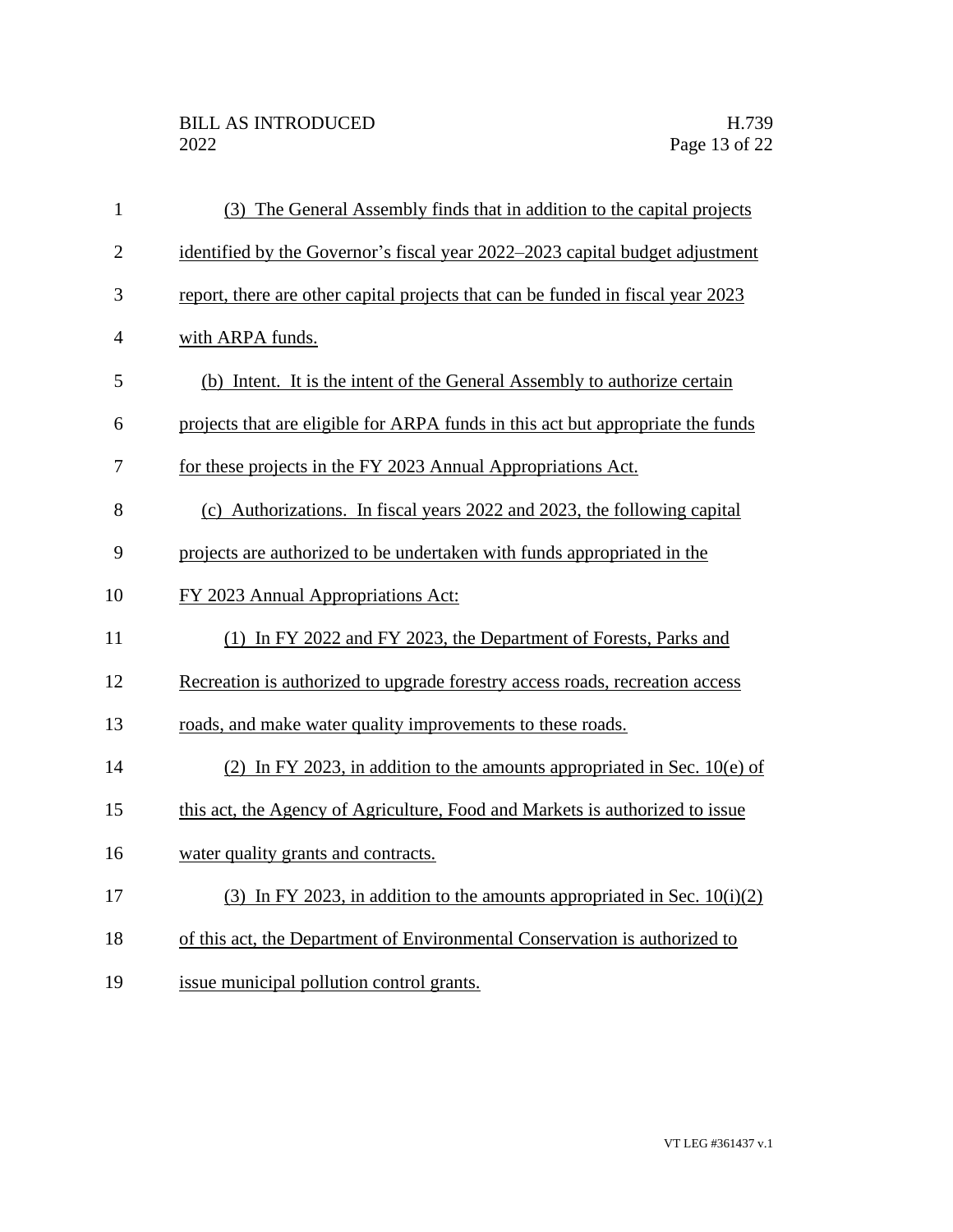(3) The General Assembly finds that in addition to the capital projects identified by the Governor's fiscal year 2022–2023 capital budget adjustment report, there are other capital projects that can be funded in fiscal year 2023 with ARPA funds.

(b) Intent. It is the intent of the General Assembly to authorize certain projects that are eligible for ARPA funds in this act but appropriate the funds for these projects in the FY 2023 Annual Appropriations Act.

(c) Authorizations. In fiscal years 2022 and 2023, the following capital projects are authorized to be undertaken with funds appropriated in the FY 2023 Annual Appropriations Act:

(1) In FY 2022 and FY 2023, the Department of Forests, Parks and Recreation is authorized to upgrade forestry access roads, recreation access roads, and make water quality improvements to these roads.

(2) In FY 2023, in addition to the amounts appropriated in Sec. 10(e) of this act, the Agency of Agriculture, Food and Markets is authorized to issue water quality grants and contracts.

(3) In FY 2023, in addition to the amounts appropriated in Sec. 10(i)(2) of this act, the Department of Environmental Conservation is authorized to issue municipal pollution control grants.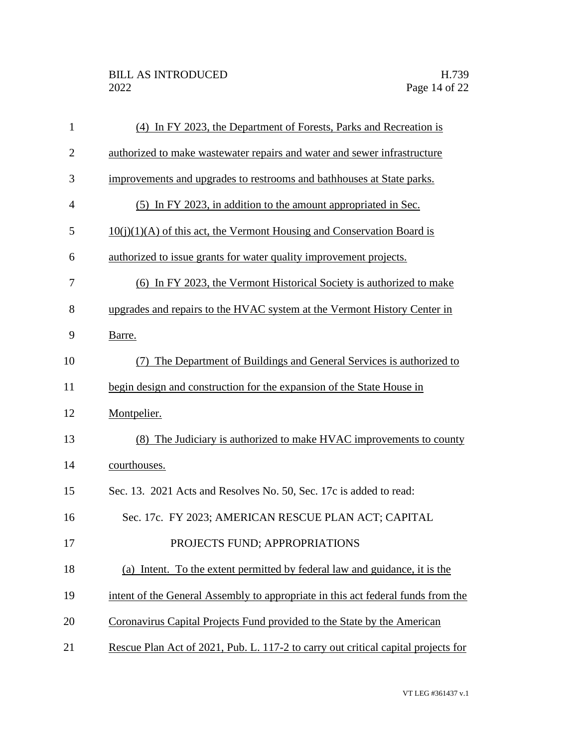(4) In FY 2023, the Department of Forests, Parks and Recreation is authorized to make wastewater repairs and water and sewer infrastructure improvements and upgrades to restrooms and bathhouses at State parks.

(5) In FY 2023, in addition to the amount appropriated in Sec. 10(j)(1)(A) of this act, the Vermont Housing and Conservation Board is authorized to issue grants for water quality improvement projects.

(6) In FY 2023, the Vermont Historical Society is authorized to make upgrades and repairs to the HVAC system at the Vermont History Center in Barre.

(7) The Department of Buildings and General Services is authorized to begin design and construction for the expansion of the State House in Montpelier.

(8) The Judiciary is authorized to make HVAC improvements to county courthouses.

Sec. 13. 2021 Acts and Resolves No. 50, Sec. 17c is added to read:

Sec. 17c. FY 2023; AMERICAN RESCUE PLAN ACT; CAPITAL PROJECTS FUND; APPROPRIATIONS

(a) Intent. To the extent permitted by federal law and guidance, it is the intent of the General Assembly to appropriate in this act federal funds from the Coronavirus Capital Projects Fund provided to the State by the American Rescue Plan Act of 2021, Pub. L. 117-2 to carry out critical capital projects for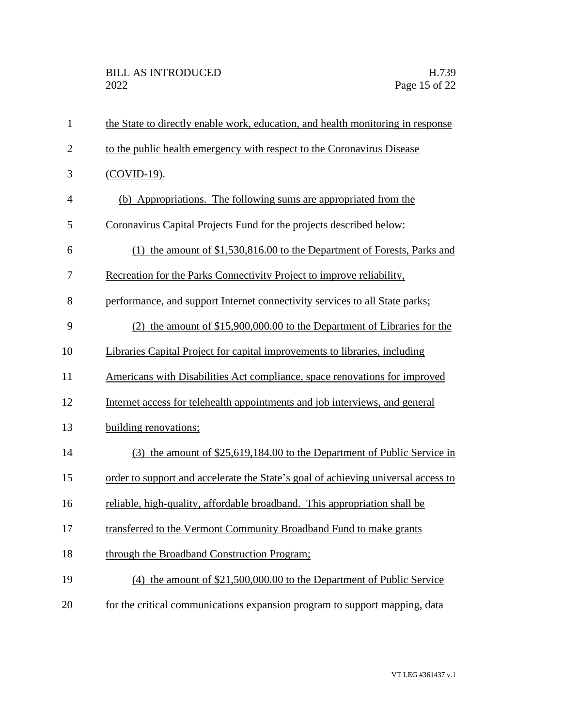the State to directly enable work, education, and health monitoring in response to the public health emergency with respect to the Coronavirus Disease (COVID-19).

(b) Appropriations. The following sums are appropriated from the Coronavirus Capital Projects Fund for the projects described below:

(1) the amount of $1,530,816.00 to the Department of Forests, Parks and Recreation for the Parks Connectivity Project to improve reliability, performance, and support Internet connectivity services to all State parks;

(2) the amount of $15,900,000.00 to the Department of Libraries for the Libraries Capital Project for capital improvements to libraries, including Americans with Disabilities Act compliance, space renovations for improved Internet access for telehealth appointments and job interviews, and general building renovations;

(3) the amount of $25,619,184.00 to the Department of Public Service in order to support and accelerate the State's goal of achieving universal access to reliable, high-quality, affordable broadband. This appropriation shall be transferred to the Vermont Community Broadband Fund to make grants through the Broadband Construction Program;

(4) the amount of $21,500,000.00 to the Department of Public Service for the critical communications expansion program to support mapping, data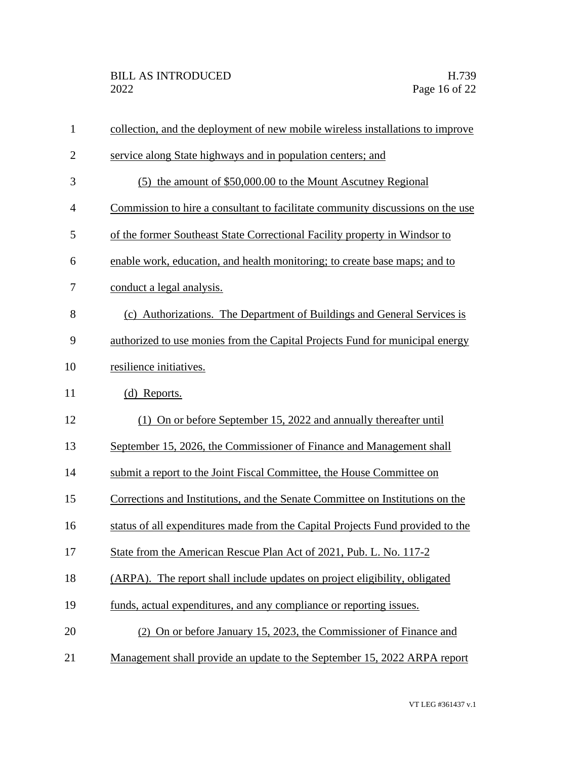collection, and the deployment of new mobile wireless installations to improve service along State highways and in population centers; and

(5) the amount of $50,000.00 to the Mount Ascutney Regional Commission to hire a consultant to facilitate community discussions on the use of the former Southeast State Correctional Facility property in Windsor to enable work, education, and health monitoring; to create base maps; and to conduct a legal analysis.

(c) Authorizations. The Department of Buildings and General Services is authorized to use monies from the Capital Projects Fund for municipal energy resilience initiatives.

(d) Reports.

(1) On or before September 15, 2022 and annually thereafter until September 15, 2026, the Commissioner of Finance and Management shall submit a report to the Joint Fiscal Committee, the House Committee on Corrections and Institutions, and the Senate Committee on Institutions on the status of all expenditures made from the Capital Projects Fund provided to the State from the American Rescue Plan Act of 2021, Pub. L. No. 117-2 (ARPA). The report shall include updates on project eligibility, obligated funds, actual expenditures, and any compliance or reporting issues.

(2) On or before January 15, 2023, the Commissioner of Finance and Management shall provide an update to the September 15, 2022 ARPA report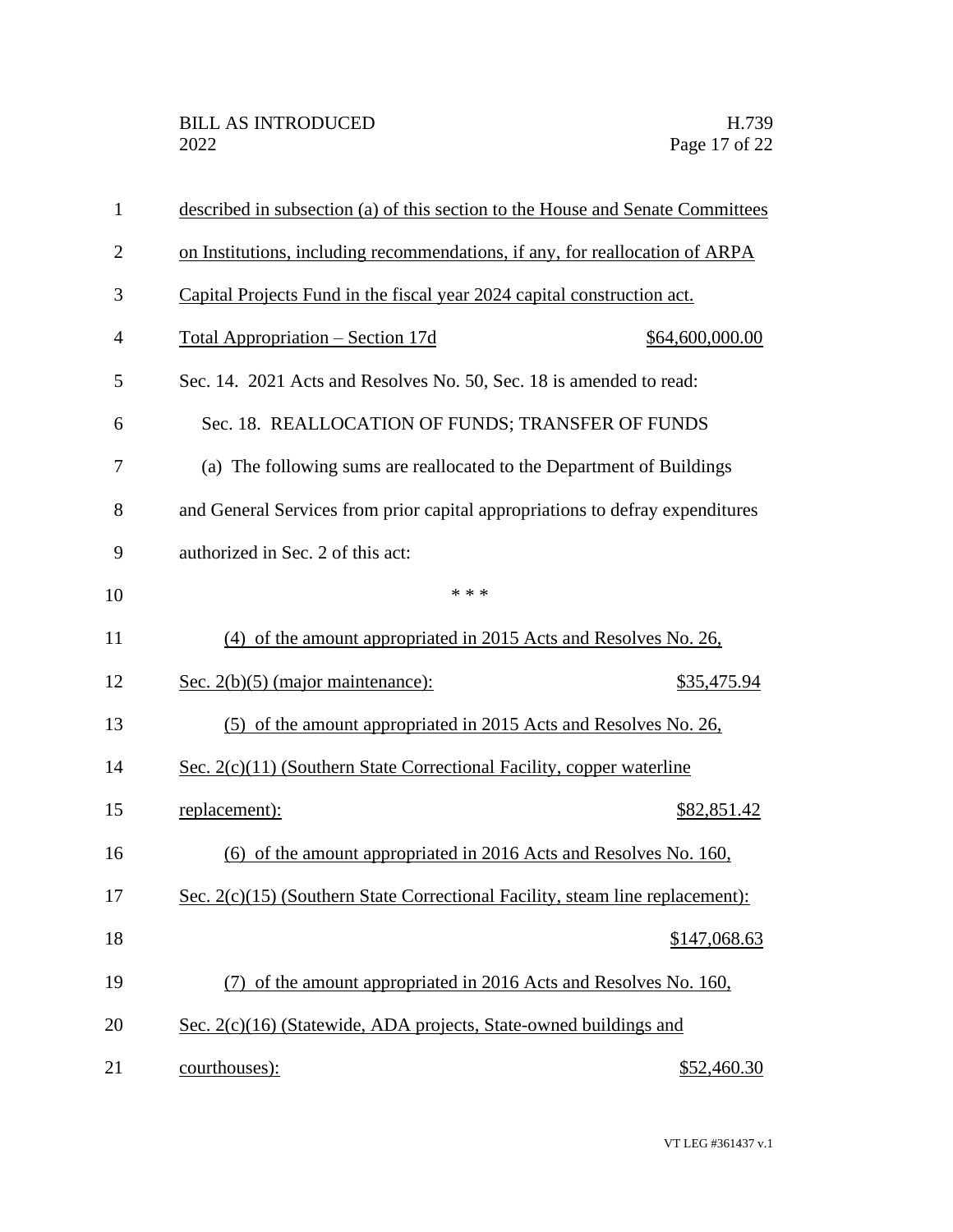described in subsection (a) of this section to the House and Senate Committees on Institutions, including recommendations, if any, for reallocation of ARPA Capital Projects Fund in the fiscal year 2024 capital construction act.

Total Appropriation – Section 17d $64,600,000.00

Sec. 14. 2021 Acts and Resolves No. 50, Sec. 18 is amended to read:

Sec. 18. REALLOCATION OF FUNDS; TRANSFER OF FUNDS

(a) The following sums are reallocated to the Department of Buildings and General Services from prior capital appropriations to defray expenditures authorized in Sec. 2 of this act:

\* \* \*

(4) of the amount appropriated in 2015 Acts and Resolves No. 26, Sec. 2(b)(5) (major maintenance): $35,475.94

(5) of the amount appropriated in 2015 Acts and Resolves No. 26, Sec. 2(c)(11) (Southern State Correctional Facility, copper waterline replacement): $82,851.42

(6) of the amount appropriated in 2016 Acts and Resolves No. 160, Sec. 2(c)(15) (Southern State Correctional Facility, steam line replacement): $147,068.63

(7) of the amount appropriated in 2016 Acts and Resolves No. 160, Sec. 2(c)(16) (Statewide, ADA projects, State-owned buildings and courthouses): $52,460.30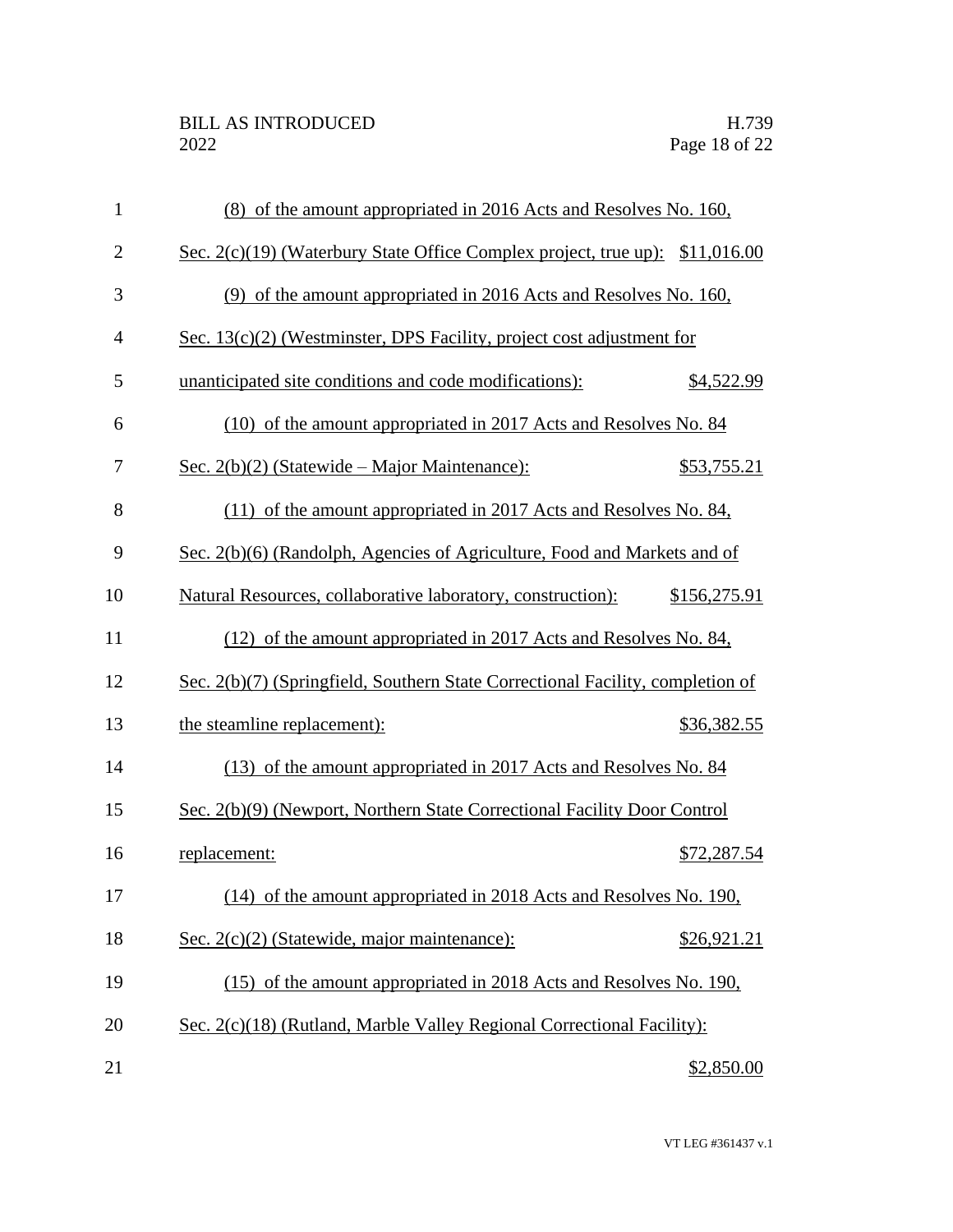(8) of the amount appropriated in 2016 Acts and Resolves No. 160, Sec. 2(c)(19) (Waterbury State Office Complex project, true up): $11,016.00

(9) of the amount appropriated in 2016 Acts and Resolves No. 160, Sec. 13(c)(2) (Westminster, DPS Facility, project cost adjustment for unanticipated site conditions and code modifications): $4,522.99

(10) of the amount appropriated in 2017 Acts and Resolves No. 84 Sec. 2(b)(2) (Statewide – Major Maintenance): $53,755.21

(11) of the amount appropriated in 2017 Acts and Resolves No. 84, Sec. 2(b)(6) (Randolph, Agencies of Agriculture, Food and Markets and of Natural Resources, collaborative laboratory, construction): $156,275.91

(12) of the amount appropriated in 2017 Acts and Resolves No. 84, Sec. 2(b)(7) (Springfield, Southern State Correctional Facility, completion of the steamline replacement): $36,382.55

(13) of the amount appropriated in 2017 Acts and Resolves No. 84 Sec. 2(b)(9) (Newport, Northern State Correctional Facility Door Control replacement: $72,287.54

(14) of the amount appropriated in 2018 Acts and Resolves No. 190, Sec. 2(c)(2) (Statewide, major maintenance): $26,921.21

(15) of the amount appropriated in 2018 Acts and Resolves No. 190, Sec. 2(c)(18) (Rutland, Marble Valley Regional Correctional Facility): $2,850.00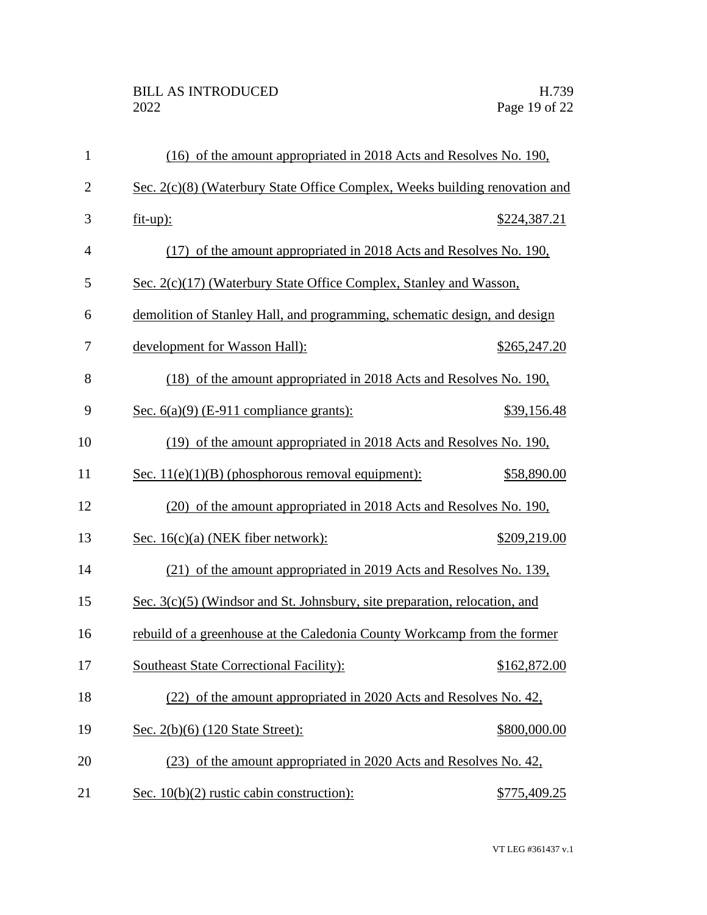(16) of the amount appropriated in 2018 Acts and Resolves No. 190, Sec. 2(c)(8) (Waterbury State Office Complex, Weeks building renovation and fit-up): $224,387.21

(17) of the amount appropriated in 2018 Acts and Resolves No. 190, Sec. 2(c)(17) (Waterbury State Office Complex, Stanley and Wasson, demolition of Stanley Hall, and programming, schematic design, and design development for Wasson Hall): $265,247.20

(18) of the amount appropriated in 2018 Acts and Resolves No. 190, Sec. 6(a)(9) (E-911 compliance grants): $39,156.48

(19) of the amount appropriated in 2018 Acts and Resolves No. 190, Sec. 11(e)(1)(B) (phosphorous removal equipment): $58,890.00

(20) of the amount appropriated in 2018 Acts and Resolves No. 190, Sec. 16(c)(a) (NEK fiber network): $209,219.00

(21) of the amount appropriated in 2019 Acts and Resolves No. 139, Sec. 3(c)(5) (Windsor and St. Johnsbury, site preparation, relocation, and rebuild of a greenhouse at the Caledonia County Workcamp from the former Southeast State Correctional Facility): $162,872.00

(22) of the amount appropriated in 2020 Acts and Resolves No. 42, Sec. 2(b)(6) (120 State Street): $800,000.00

(23) of the amount appropriated in 2020 Acts and Resolves No. 42, Sec. 10(b)(2) rustic cabin construction): $775,409.25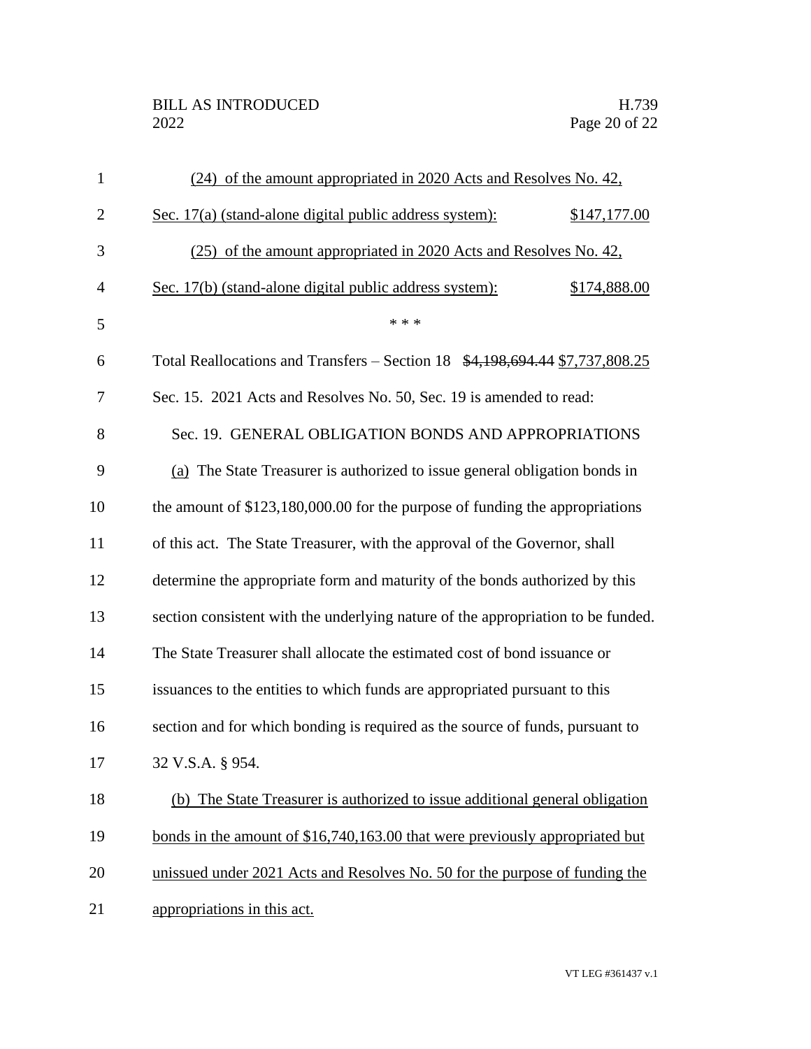(24) of the amount appropriated in 2020 Acts and Resolves No. 42, Sec. 17(a) (stand-alone digital public address system): $147,177.00

(25) of the amount appropriated in 2020 Acts and Resolves No. 42, Sec. 17(b) (stand-alone digital public address system): $174,888.00

\* \* \*

Total Reallocations and Transfers – Section 18 ~~$4,198,694.44~~ $7,737,808.25

Sec. 15. 2021 Acts and Resolves No. 50, Sec. 19 is amended to read:

Sec. 19. GENERAL OBLIGATION BONDS AND APPROPRIATIONS

(a) The State Treasurer is authorized to issue general obligation bonds in the amount of $123,180,000.00 for the purpose of funding the appropriations of this act. The State Treasurer, with the approval of the Governor, shall determine the appropriate form and maturity of the bonds authorized by this section consistent with the underlying nature of the appropriation to be funded. The State Treasurer shall allocate the estimated cost of bond issuance or issuances to the entities to which funds are appropriated pursuant to this section and for which bonding is required as the source of funds, pursuant to 32 V.S.A. § 954.

(b) The State Treasurer is authorized to issue additional general obligation bonds in the amount of $16,740,163.00 that were previously appropriated but unissued under 2021 Acts and Resolves No. 50 for the purpose of funding the appropriations in this act.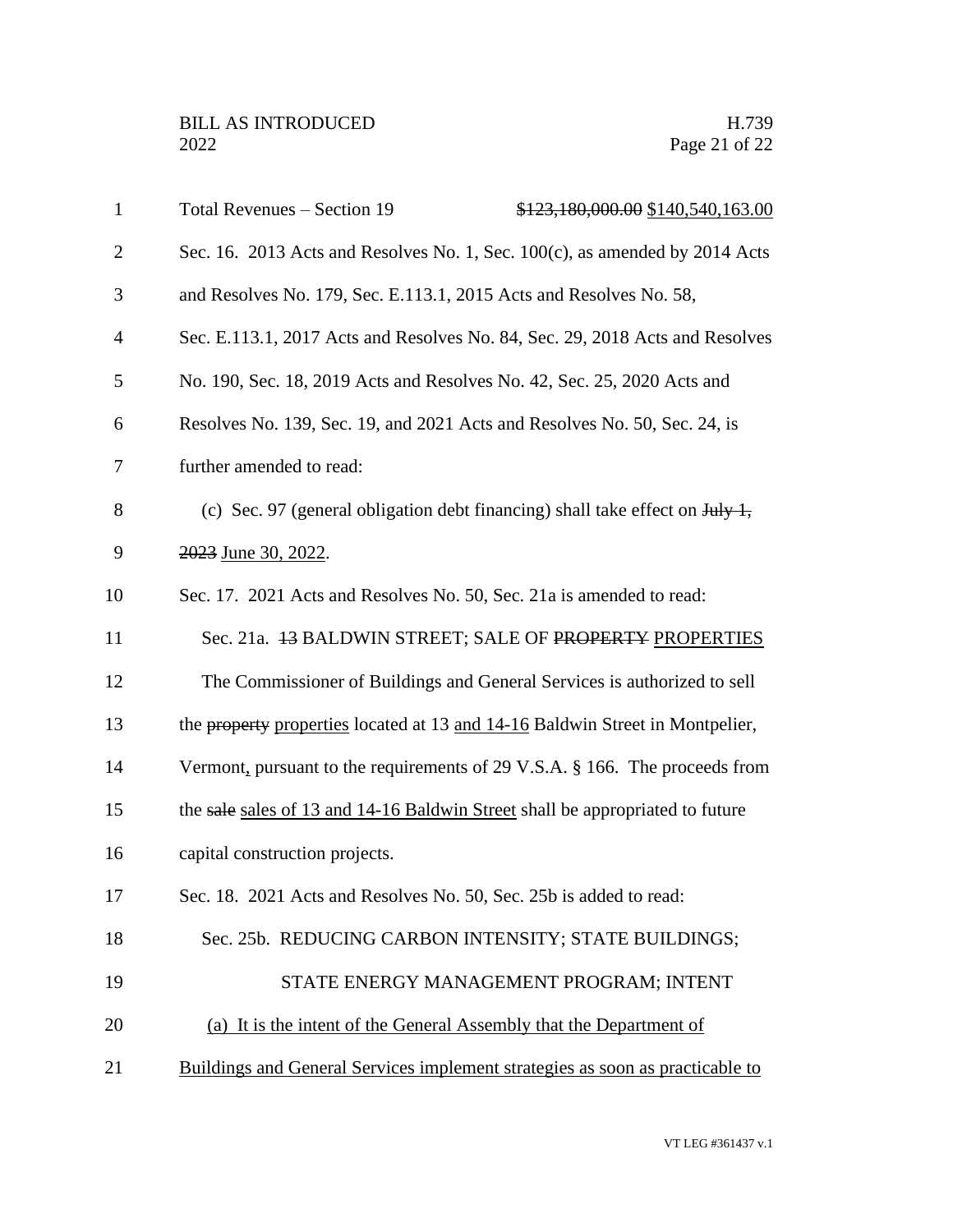Total Revenues – Section 19 ~~$123,180,000.00~~ <u>$140,540,163.00</u>

Sec. 16. 2013 Acts and Resolves No. 1, Sec. 100(c), as amended by 2014 Acts and Resolves No. 179, Sec. E.113.1, 2015 Acts and Resolves No. 58, Sec. E.113.1, 2017 Acts and Resolves No. 84, Sec. 29, 2018 Acts and Resolves No. 190, Sec. 18, 2019 Acts and Resolves No. 42, Sec. 25, 2020 Acts and Resolves No. 139, Sec. 19, and 2021 Acts and Resolves No. 50, Sec. 24, is further amended to read:

(c) Sec. 97 (general obligation debt financing) shall take effect on ~~July 1, 2023~~ <u>June 30, 2022</u>.

Sec. 17. 2021 Acts and Resolves No. 50, Sec. 21a is amended to read:

Sec. 21a. ~~13~~ BALDWIN STREET; SALE OF ~~PROPERTY~~ <u>PROPERTIES</u>

The Commissioner of Buildings and General Services is authorized to sell the ~~property~~ <u>properties</u> located at 13 <u>and 14-16</u> Baldwin Street in Montpelier, Vermont<u>,</u> pursuant to the requirements of 29 V.S.A. § 166. The proceeds from the ~~sale~~ <u>sales of 13 and 14-16 Baldwin Street</u> shall be appropriated to future capital construction projects.

Sec. 18. 2021 Acts and Resolves No. 50, Sec. 25b is added to read:

Sec. 25b. REDUCING CARBON INTENSITY; STATE BUILDINGS; STATE ENERGY MANAGEMENT PROGRAM; INTENT

<u>(a) It is the intent of the General Assembly that the Department of Buildings and General Services implement strategies as soon as practicable to</u>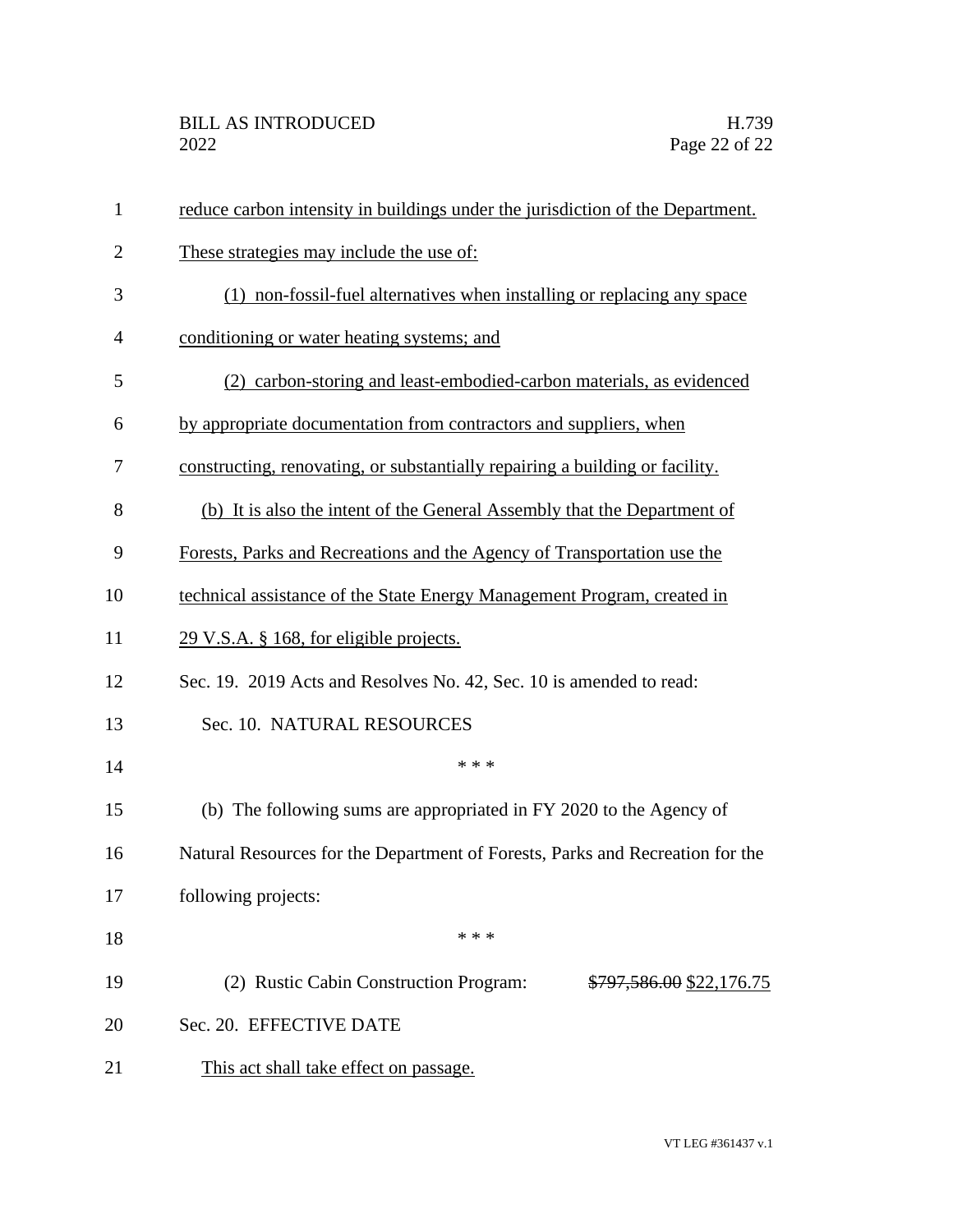reduce carbon intensity in buildings under the jurisdiction of the Department. These strategies may include the use of:

(1) non-fossil-fuel alternatives when installing or replacing any space conditioning or water heating systems; and

(2) carbon-storing and least-embodied-carbon materials, as evidenced by appropriate documentation from contractors and suppliers, when constructing, renovating, or substantially repairing a building or facility.

(b) It is also the intent of the General Assembly that the Department of Forests, Parks and Recreations and the Agency of Transportation use the technical assistance of the State Energy Management Program, created in 29 V.S.A. § 168, for eligible projects.

Sec. 19. 2019 Acts and Resolves No. 42, Sec. 10 is amended to read:

Sec. 10. NATURAL RESOURCES

\* \* \*

(b) The following sums are appropriated in FY 2020 to the Agency of Natural Resources for the Department of Forests, Parks and Recreation for the following projects:

\* \* \*

(2) Rustic Cabin Construction Program: ~~$797,586.00~~ $22,176.75

Sec. 20. EFFECTIVE DATE

This act shall take effect on passage.